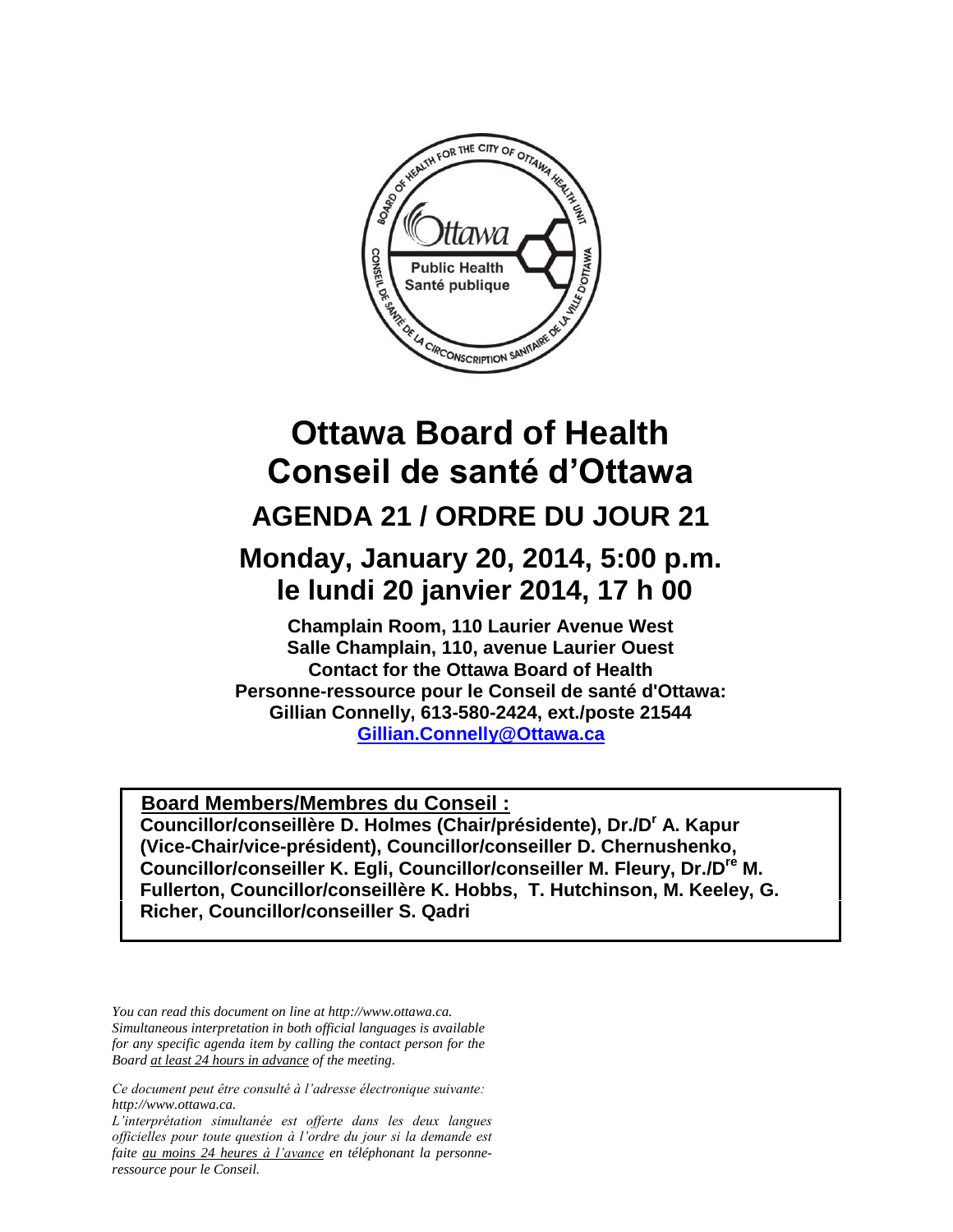# Ottawa Board of Health
# Conseil de santé d'Ottawa

## AGENDA 21 / ORDRE DU JOUR 21

## Monday, January 20, 2014, 5:00 p.m.
## le lundi 20 janvier 2014, 17 h 00

**Champlain Room, 110 Laurier Avenue West**
**Salle Champlain, 110, avenue Laurier Ouest**
**Contact for the Ottawa Board of Health**
**Personne-ressource pour le Conseil de santé d'Ottawa:**
**Gillian Connelly, 613-580-2424, ext./poste 21544**
**Gillian.Connelly@Ottawa.ca**

**Board Members/Membres du Conseil :**
**Councillor/conseillère D. Holmes (Chair/présidente), Dr./Dr A. Kapur (Vice-Chair/vice-président), Councillor/conseiller D. Chernushenko, Councillor/conseiller K. Egli, Councillor/conseiller M. Fleury, Dr./Dre M. Fullerton, Councillor/conseillère K. Hobbs, T. Hutchinson, M. Keeley, G. Richer, Councillor/conseiller S. Qadri**

*You can read this document on line at http://www.ottawa.ca. Simultaneous interpretation in both official languages is available for any specific agenda item by calling the contact person for the Board at least 24 hours in advance of the meeting.*

*Ce document peut être consulté à l'adresse électronique suivante: http://www.ottawa.ca. L'interprétation simultanée est offerte dans les deux langues officielles pour toute question à l'ordre du jour si la demande est faite au moins 24 heures à l'avance en téléphonant la personne-ressource pour le Conseil.*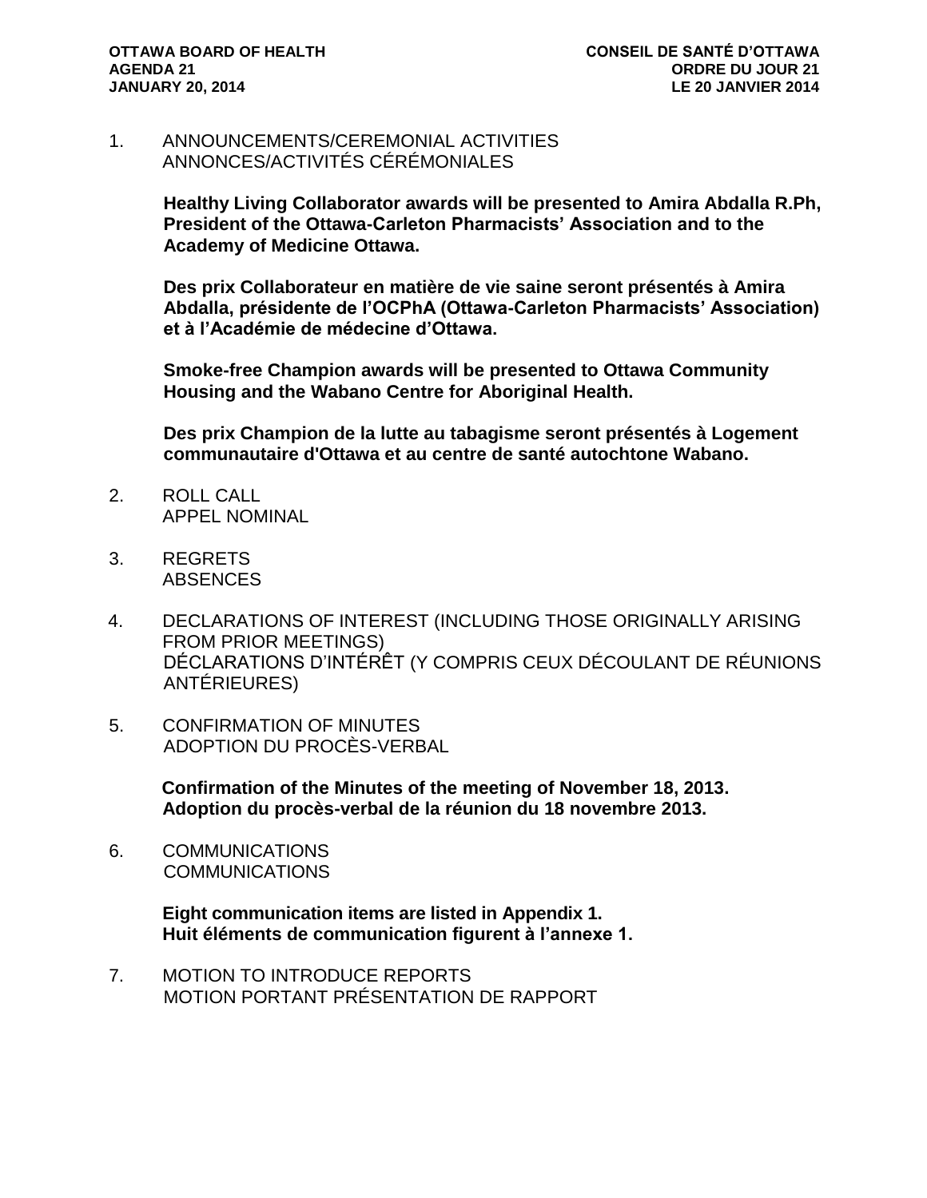1. ANNOUNCEMENTS/CEREMONIAL ACTIVITIES
   ANNONCES/ACTIVITÉS CÉRÉMONIALES

   **Healthy Living Collaborator awards will be presented to Amira Abdalla R.Ph, President of the Ottawa-Carleton Pharmacists' Association and to the Academy of Medicine Ottawa.**

   **Des prix Collaborateur en matière de vie saine seront présentés à Amira Abdalla, présidente de l'OCPhA (Ottawa-Carleton Pharmacists' Association) et à l'Académie de médecine d'Ottawa.**

   **Smoke-free Champion awards will be presented to Ottawa Community Housing and the Wabano Centre for Aboriginal Health.**

   **Des prix Champion de la lutte au tabagisme seront présentés à Logement communautaire d'Ottawa et au centre de santé autochtone Wabano.**

2. ROLL CALL
   APPEL NOMINAL

3. REGRETS
   ABSENCES

4. DECLARATIONS OF INTEREST (INCLUDING THOSE ORIGINALLY ARISING FROM PRIOR MEETINGS)
   DÉCLARATIONS D'INTÉRÊT (Y COMPRIS CEUX DÉCOULANT DE RÉUNIONS ANTÉRIEURES)

5. CONFIRMATION OF MINUTES
   ADOPTION DU PROCÈS-VERBAL

   **Confirmation of the Minutes of the meeting of November 18, 2013.**
   **Adoption du procès-verbal de la réunion du 18 novembre 2013.**

6. COMMUNICATIONS
   COMMUNICATIONS

   **Eight communication items are listed in Appendix 1.**
   **Huit éléments de communication figurent à l'annexe 1.**

7. MOTION TO INTRODUCE REPORTS
   MOTION PORTANT PRÉSENTATION DE RAPPORT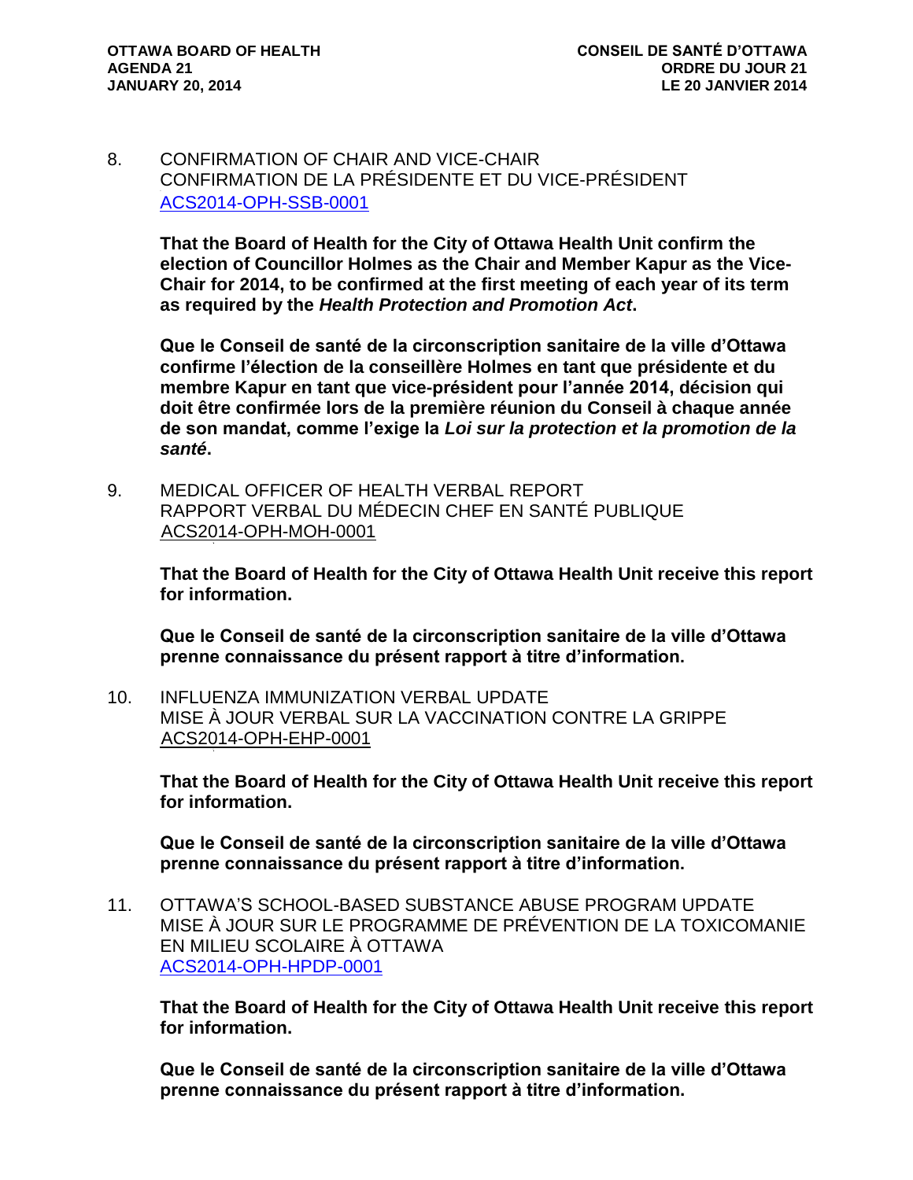8. CONFIRMATION OF CHAIR AND VICE-CHAIR
CONFIRMATION DE LA PRÉSIDENTE ET DU VICE-PRÉSIDENT
ACS2014-OPH-SSB-0001

**That the Board of Health for the City of Ottawa Health Unit confirm the election of Councillor Holmes as the Chair and Member Kapur as the Vice-Chair for 2014, to be confirmed at the first meeting of each year of its term as required by the *Health Protection and Promotion Act*.**

**Que le Conseil de santé de la circonscription sanitaire de la ville d'Ottawa confirme l'élection de la conseillère Holmes en tant que présidente et du membre Kapur en tant que vice-président pour l'année 2014, décision qui doit être confirmée lors de la première réunion du Conseil à chaque année de son mandat, comme l'exige la *Loi sur la protection et la promotion de la santé*.**

9. MEDICAL OFFICER OF HEALTH VERBAL REPORT
RAPPORT VERBAL DU MÉDECIN CHEF EN SANTÉ PUBLIQUE
ACS2014-OPH-MOH-0001

**That the Board of Health for the City of Ottawa Health Unit receive this report for information.**

**Que le Conseil de santé de la circonscription sanitaire de la ville d'Ottawa prenne connaissance du présent rapport à titre d'information.**

10. INFLUENZA IMMUNIZATION VERBAL UPDATE
MISE À JOUR VERBAL SUR LA VACCINATION CONTRE LA GRIPPE
ACS2014-OPH-EHP-0001

**That the Board of Health for the City of Ottawa Health Unit receive this report for information.**

**Que le Conseil de santé de la circonscription sanitaire de la ville d'Ottawa prenne connaissance du présent rapport à titre d'information.**

11. OTTAWA'S SCHOOL-BASED SUBSTANCE ABUSE PROGRAM UPDATE
MISE À JOUR SUR LE PROGRAMME DE PRÉVENTION DE LA TOXICOMANIE EN MILIEU SCOLAIRE À OTTAWA
ACS2014-OPH-HPDP-0001

**That the Board of Health for the City of Ottawa Health Unit receive this report for information.**

**Que le Conseil de santé de la circonscription sanitaire de la ville d'Ottawa prenne connaissance du présent rapport à titre d'information.**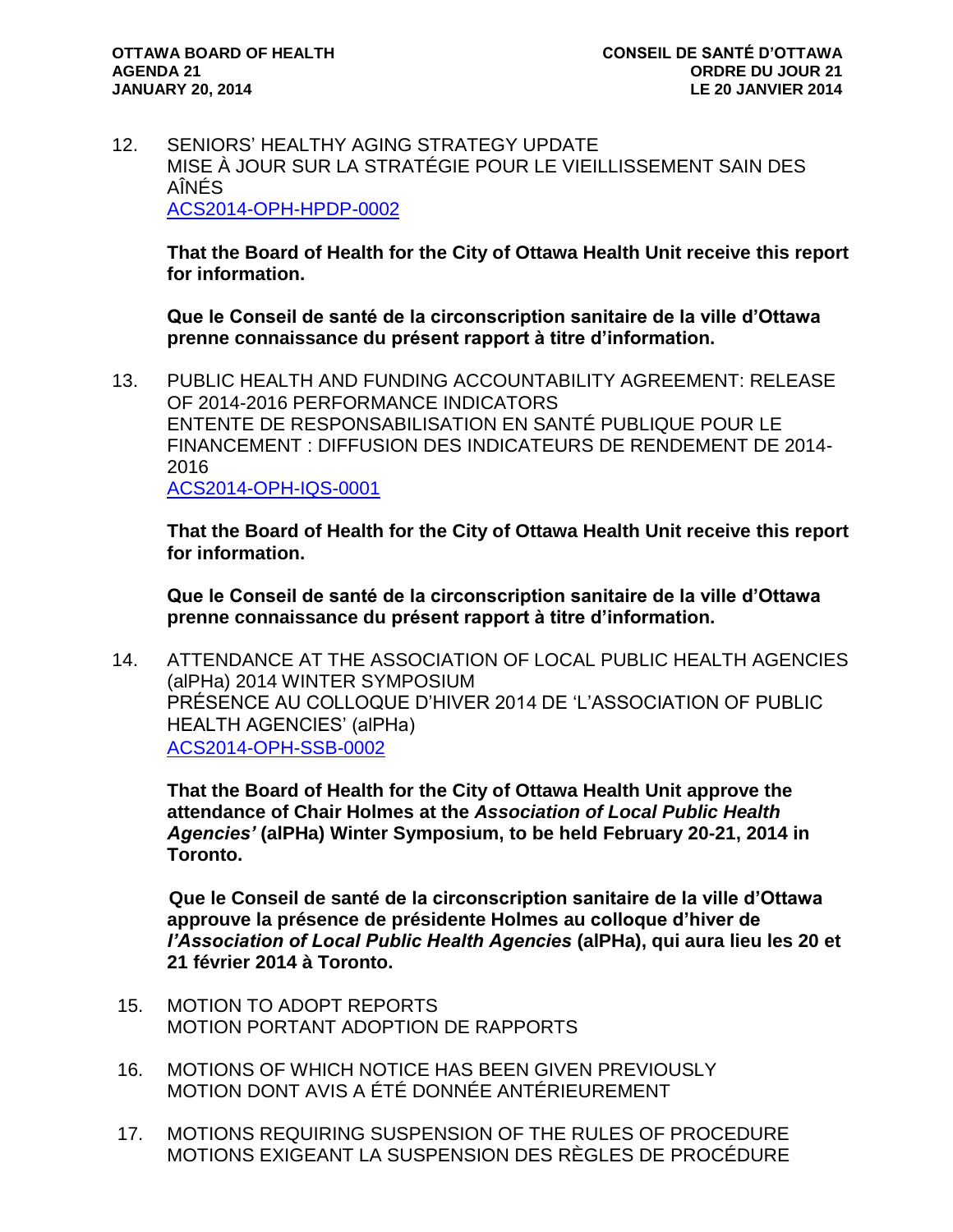12. SENIORS' HEALTHY AGING STRATEGY UPDATE
MISE À JOUR SUR LA STRATÉGIE POUR LE VIEILLISSEMENT SAIN DES AÎNÉS
ACS2014-OPH-HPDP-0002

**That the Board of Health for the City of Ottawa Health Unit receive this report for information.**

**Que le Conseil de santé de la circonscription sanitaire de la ville d'Ottawa prenne connaissance du présent rapport à titre d'information.**

13. PUBLIC HEALTH AND FUNDING ACCOUNTABILITY AGREEMENT: RELEASE OF 2014-2016 PERFORMANCE INDICATORS
ENTENTE DE RESPONSABILISATION EN SANTÉ PUBLIQUE POUR LE FINANCEMENT : DIFFUSION DES INDICATEURS DE RENDEMENT DE 2014-2016
ACS2014-OPH-IQS-0001

**That the Board of Health for the City of Ottawa Health Unit receive this report for information.**

**Que le Conseil de santé de la circonscription sanitaire de la ville d'Ottawa prenne connaissance du présent rapport à titre d'information.**

14. ATTENDANCE AT THE ASSOCIATION OF LOCAL PUBLIC HEALTH AGENCIES (alPHa) 2014 WINTER SYMPOSIUM
PRÉSENCE AU COLLOQUE D'HIVER 2014 DE 'L'ASSOCIATION OF PUBLIC HEALTH AGENCIES' (alPHa)
ACS2014-OPH-SSB-0002

**That the Board of Health for the City of Ottawa Health Unit approve the attendance of Chair Holmes at the *Association of Local Public Health Agencies'* (alPHa) Winter Symposium, to be held February 20-21, 2014 in Toronto.**

**Que le Conseil de santé de la circonscription sanitaire de la ville d'Ottawa approuve la présence de présidente Holmes au colloque d'hiver de *l'Association of Local Public Health Agencies* (alPHa), qui aura lieu les 20 et 21 février 2014 à Toronto.**

15. MOTION TO ADOPT REPORTS
MOTION PORTANT ADOPTION DE RAPPORTS

16. MOTIONS OF WHICH NOTICE HAS BEEN GIVEN PREVIOUSLY
MOTION DONT AVIS A ÉTÉ DONNÉE ANTÉRIEUREMENT

17. MOTIONS REQUIRING SUSPENSION OF THE RULES OF PROCEDURE
MOTIONS EXIGEANT LA SUSPENSION DES RÈGLES DE PROCÉDURE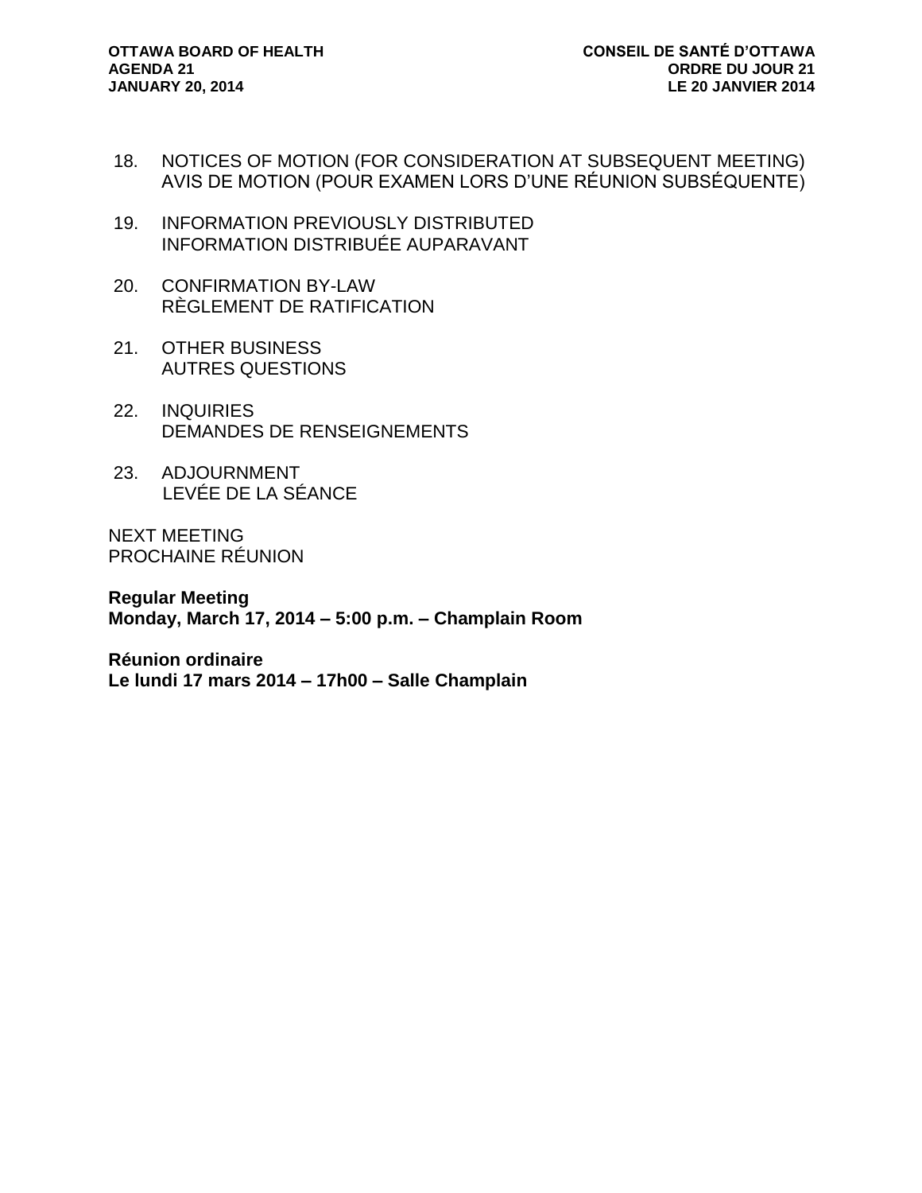18. NOTICES OF MOTION (FOR CONSIDERATION AT SUBSEQUENT MEETING)
    AVIS DE MOTION (POUR EXAMEN LORS D'UNE RÉUNION SUBSÉQUENTE)

19. INFORMATION PREVIOUSLY DISTRIBUTED
    INFORMATION DISTRIBUÉE AUPARAVANT

20. CONFIRMATION BY-LAW
    RÈGLEMENT DE RATIFICATION

21. OTHER BUSINESS
    AUTRES QUESTIONS

22. INQUIRIES
    DEMANDES DE RENSEIGNEMENTS

23. ADJOURNMENT
    LEVÉE DE LA SÉANCE

NEXT MEETING
PROCHAINE RÉUNION

**Regular Meeting**
**Monday, March 17, 2014 – 5:00 p.m. – Champlain Room**

**Réunion ordinaire**
**Le lundi 17 mars 2014 – 17h00 – Salle Champlain**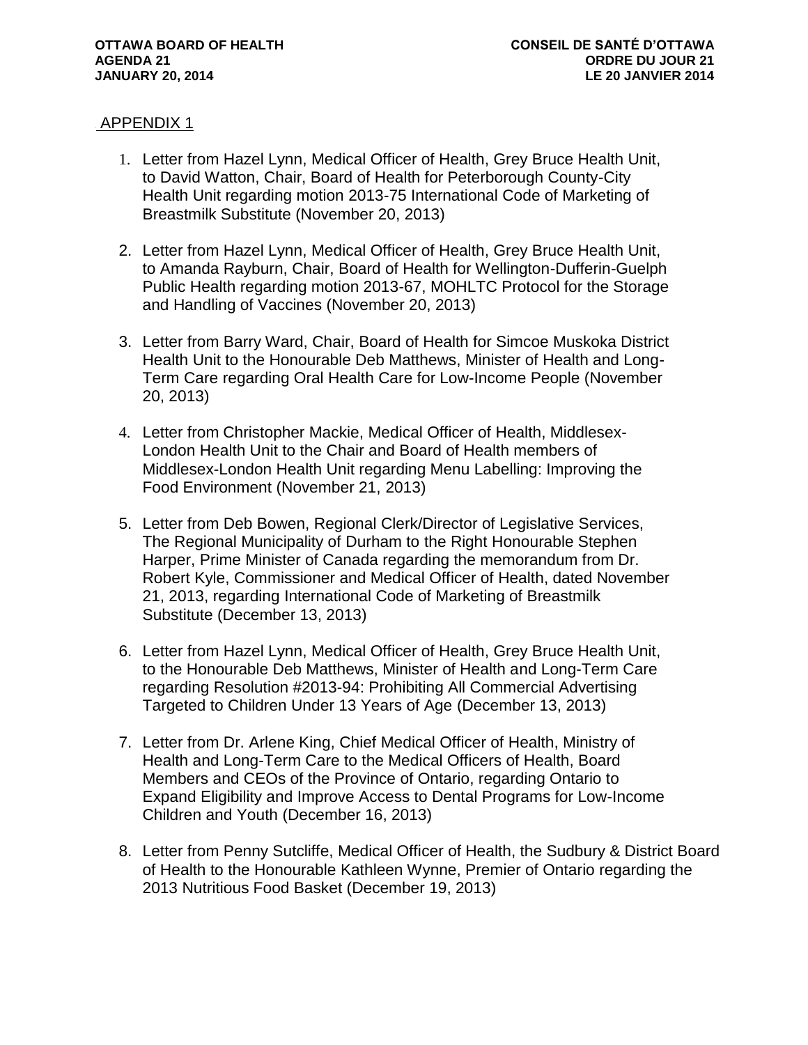## APPENDIX 1

1. Letter from Hazel Lynn, Medical Officer of Health, Grey Bruce Health Unit, to David Watton, Chair, Board of Health for Peterborough County-City Health Unit regarding motion 2013-75 International Code of Marketing of Breastmilk Substitute (November 20, 2013)

2. Letter from Hazel Lynn, Medical Officer of Health, Grey Bruce Health Unit, to Amanda Rayburn, Chair, Board of Health for Wellington-Dufferin-Guelph Public Health regarding motion 2013-67, MOHLTC Protocol for the Storage and Handling of Vaccines (November 20, 2013)

3. Letter from Barry Ward, Chair, Board of Health for Simcoe Muskoka District Health Unit to the Honourable Deb Matthews, Minister of Health and Long-Term Care regarding Oral Health Care for Low-Income People (November 20, 2013)

4. Letter from Christopher Mackie, Medical Officer of Health, Middlesex-London Health Unit to the Chair and Board of Health members of Middlesex-London Health Unit regarding Menu Labelling: Improving the Food Environment (November 21, 2013)

5. Letter from Deb Bowen, Regional Clerk/Director of Legislative Services, The Regional Municipality of Durham to the Right Honourable Stephen Harper, Prime Minister of Canada regarding the memorandum from Dr. Robert Kyle, Commissioner and Medical Officer of Health, dated November 21, 2013, regarding International Code of Marketing of Breastmilk Substitute (December 13, 2013)

6. Letter from Hazel Lynn, Medical Officer of Health, Grey Bruce Health Unit, to the Honourable Deb Matthews, Minister of Health and Long-Term Care regarding Resolution #2013-94: Prohibiting All Commercial Advertising Targeted to Children Under 13 Years of Age (December 13, 2013)

7. Letter from Dr. Arlene King, Chief Medical Officer of Health, Ministry of Health and Long-Term Care to the Medical Officers of Health, Board Members and CEOs of the Province of Ontario, regarding Ontario to Expand Eligibility and Improve Access to Dental Programs for Low-Income Children and Youth (December 16, 2013)

8. Letter from Penny Sutcliffe, Medical Officer of Health, the Sudbury & District Board of Health to the Honourable Kathleen Wynne, Premier of Ontario regarding the 2013 Nutritious Food Basket (December 19, 2013)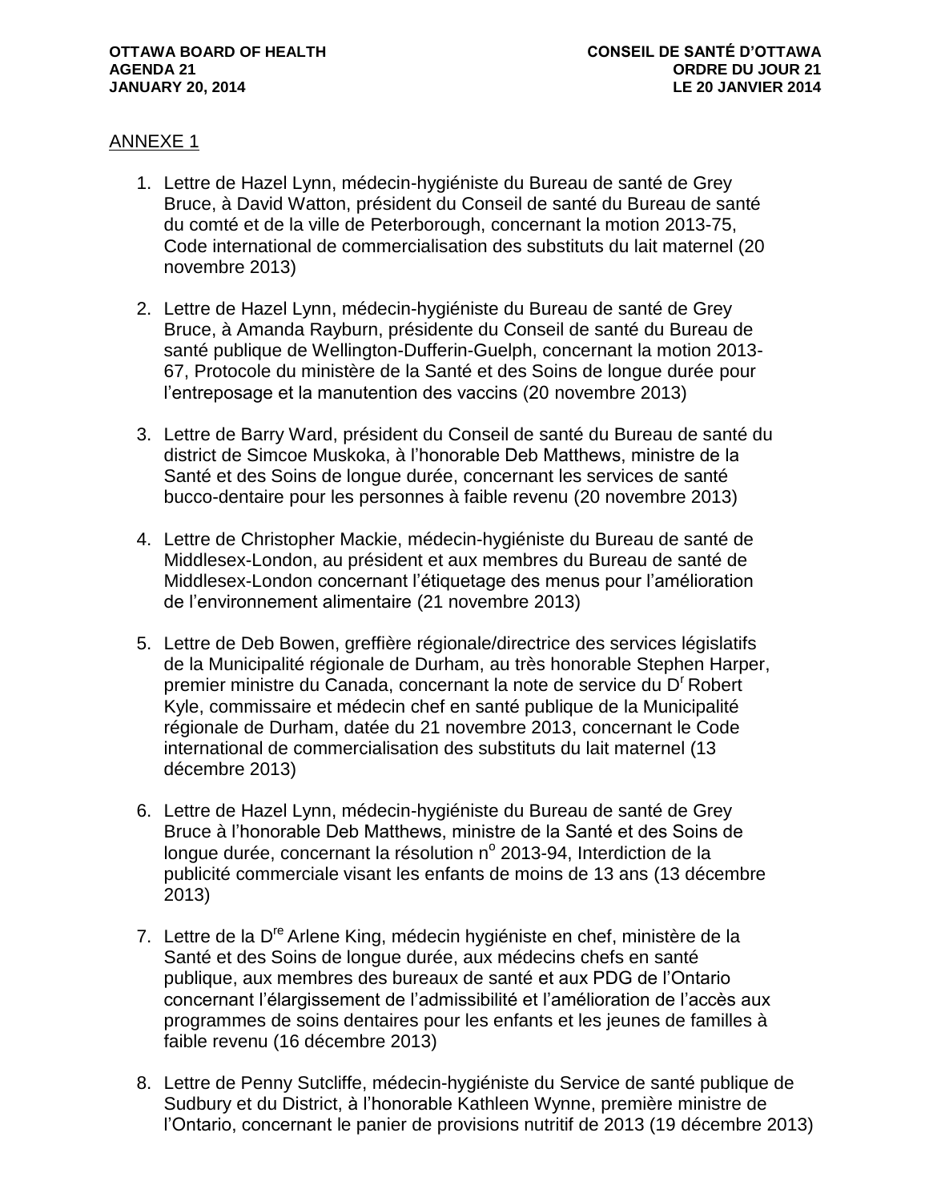ANNEXE 1

1. Lettre de Hazel Lynn, médecin-hygiéniste du Bureau de santé de Grey Bruce, à David Watton, président du Conseil de santé du Bureau de santé du comté et de la ville de Peterborough, concernant la motion 2013-75, Code international de commercialisation des substituts du lait maternel (20 novembre 2013)

2. Lettre de Hazel Lynn, médecin-hygiéniste du Bureau de santé de Grey Bruce, à Amanda Rayburn, présidente du Conseil de santé du Bureau de santé publique de Wellington-Dufferin-Guelph, concernant la motion 2013-67, Protocole du ministère de la Santé et des Soins de longue durée pour l'entreposage et la manutention des vaccins (20 novembre 2013)

3. Lettre de Barry Ward, président du Conseil de santé du Bureau de santé du district de Simcoe Muskoka, à l'honorable Deb Matthews, ministre de la Santé et des Soins de longue durée, concernant les services de santé bucco-dentaire pour les personnes à faible revenu (20 novembre 2013)

4. Lettre de Christopher Mackie, médecin-hygiéniste du Bureau de santé de Middlesex-London, au président et aux membres du Bureau de santé de Middlesex-London concernant l'étiquetage des menus pour l'amélioration de l'environnement alimentaire (21 novembre 2013)

5. Lettre de Deb Bowen, greffière régionale/directrice des services législatifs de la Municipalité régionale de Durham, au très honorable Stephen Harper, premier ministre du Canada, concernant la note de service du Dr Robert Kyle, commissaire et médecin chef en santé publique de la Municipalité régionale de Durham, datée du 21 novembre 2013, concernant le Code international de commercialisation des substituts du lait maternel (13 décembre 2013)

6. Lettre de Hazel Lynn, médecin-hygiéniste du Bureau de santé de Grey Bruce à l'honorable Deb Matthews, ministre de la Santé et des Soins de longue durée, concernant la résolution no 2013-94, Interdiction de la publicité commerciale visant les enfants de moins de 13 ans (13 décembre 2013)

7. Lettre de la Dre Arlene King, médecin hygiéniste en chef, ministère de la Santé et des Soins de longue durée, aux médecins chefs en santé publique, aux membres des bureaux de santé et aux PDG de l'Ontario concernant l'élargissement de l'admissibilité et l'amélioration de l'accès aux programmes de soins dentaires pour les enfants et les jeunes de familles à faible revenu (16 décembre 2013)

8. Lettre de Penny Sutcliffe, médecin-hygiéniste du Service de santé publique de Sudbury et du District, à l'honorable Kathleen Wynne, première ministre de l'Ontario, concernant le panier de provisions nutritif de 2013 (19 décembre 2013)